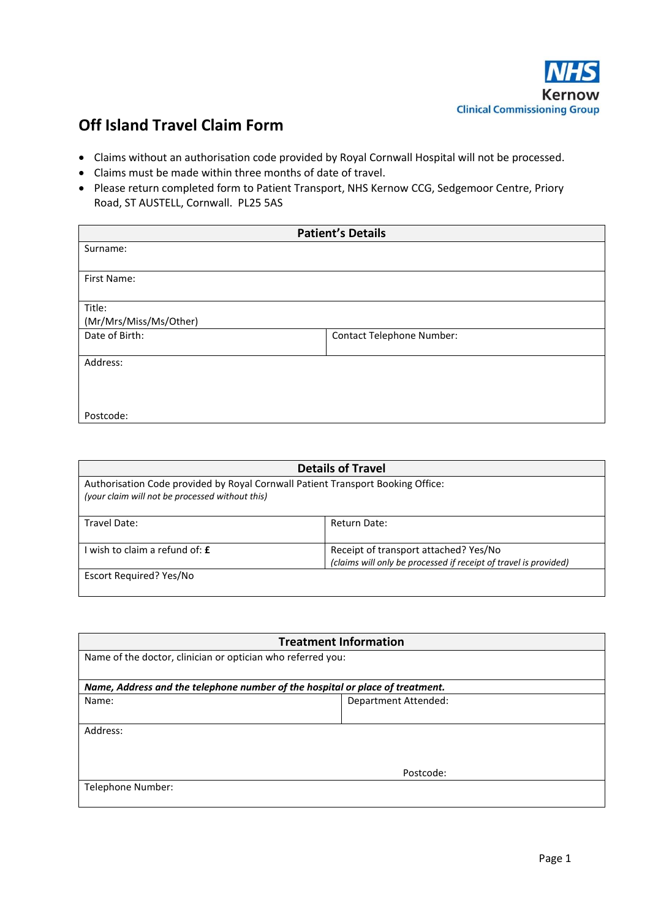NHS Kernow Clinical Commissioning Group

# Off Island Travel Claim Form

- Claims without an authorisation code provided by Royal Cornwall Hospital will not be processed.
- Claims must be made within three months of date of travel.
- Please return completed form to Patient Transport, NHS Kernow CCG, Sedgemoor Centre, Priory Road, ST AUSTELL, Cornwall. PL25 5AS

| **Patient's Details** | |
|---|---|
| Surname: | |
| First Name: | |
| Title: (Mr/Mrs/Miss/Ms/Other) | |
| Date of Birth: | Contact Telephone Number: |
| Address: <br><br> Postcode: | |

| **Details of Travel** | |
|---|---|
| Authorisation Code provided by Royal Cornwall Patient Transport Booking Office: *(your claim will not be processed without this)* | |
| Travel Date: | Return Date: |
| I wish to claim a refund of: **£** | Receipt of transport attached? Yes/No *(claims will only be processed if receipt of travel is provided)* |
| Escort Required? Yes/No | |

| **Treatment Information** | |
|---|---|
| Name of the doctor, clinician or optician who referred you: | |
| ***Name, Address and the telephone number of the hospital or place of treatment.*** | |
| Name: | Department Attended: |
| Address: | Postcode: |
| Telephone Number: | |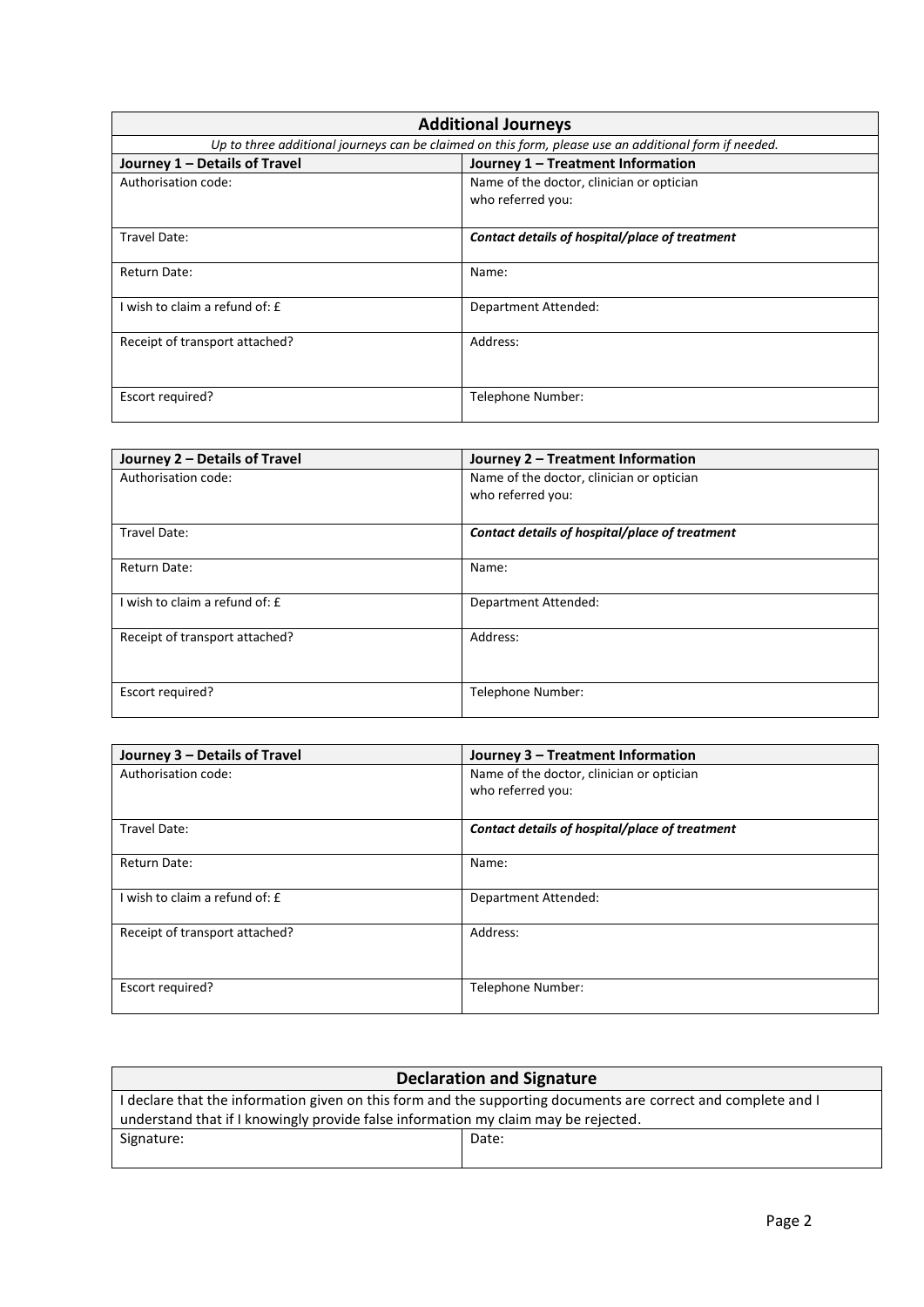## Additional Journeys

*Up to three additional journeys can be claimed on this form, please use an additional form if needed.*

| Journey 1 – Details of Travel | Journey 1 – Treatment Information |
|---|---|
| Authorisation code: | Name of the doctor, clinician or optician who referred you: |
| Travel Date: | ***Contact details of hospital/place of treatment*** |
| Return Date: | Name: |
| I wish to claim a refund of: £ | Department Attended: |
| Receipt of transport attached? | Address: |
| Escort required? | Telephone Number: |

| Journey 2 – Details of Travel | Journey 2 – Treatment Information |
|---|---|
| Authorisation code: | Name of the doctor, clinician or optician who referred you: |
| Travel Date: | ***Contact details of hospital/place of treatment*** |
| Return Date: | Name: |
| I wish to claim a refund of: £ | Department Attended: |
| Receipt of transport attached? | Address: |
| Escort required? | Telephone Number: |

| Journey 3 – Details of Travel | Journey 3 – Treatment Information |
|---|---|
| Authorisation code: | Name of the doctor, clinician or optician who referred you: |
| Travel Date: | ***Contact details of hospital/place of treatment*** |
| Return Date: | Name: |
| I wish to claim a refund of: £ | Department Attended: |
| Receipt of transport attached? | Address: |
| Escort required? | Telephone Number: |

## Declaration and Signature

I declare that the information given on this form and the supporting documents are correct and complete and I understand that if I knowingly provide false information my claim may be rejected.

| | |
|---|---|
| Signature: | Date: |